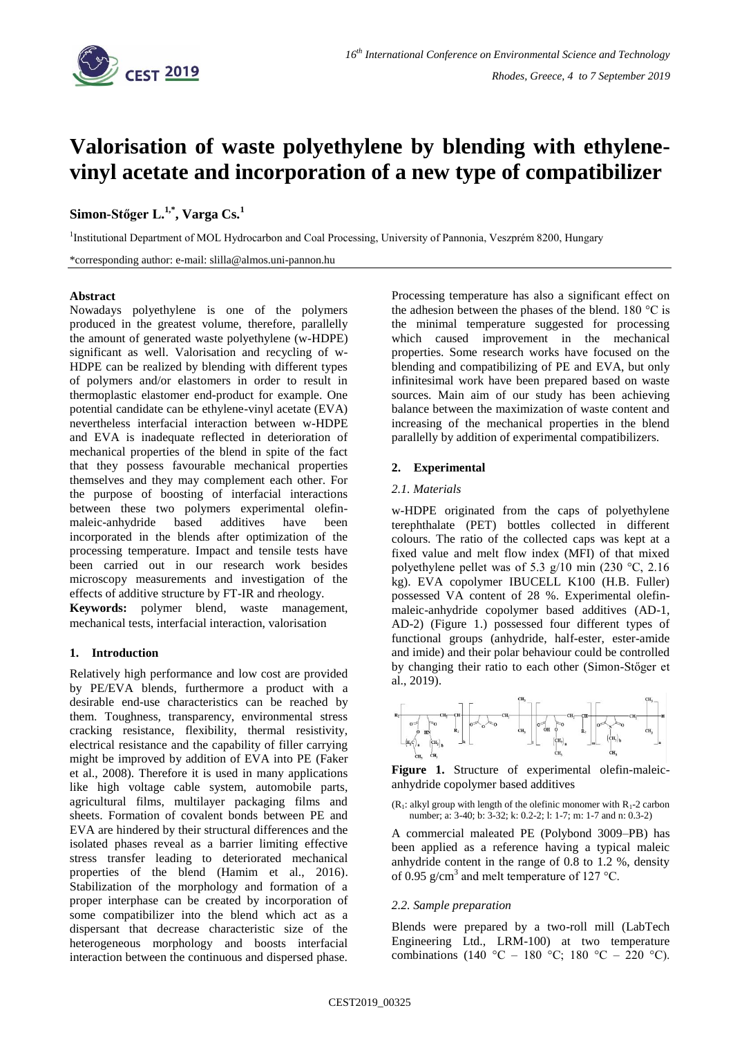# Valorisation of waste polyethylene by blending with ethylene-vinyl acetate and incorporation of a new type of compatibilizer

**Simon-Stőger L.[1,*], Varga Cs.[1]**

[1]Institutional Department of MOL Hydrocarbon and Coal Processing, University of Pannonia, Veszprém 8200, Hungary

*corresponding author: e-mail: slilla@almos.uni-pannon.hu

### Abstract

Nowadays polyethylene is one of the polymers produced in the greatest volume, therefore, parallelly the amount of generated waste polyethylene (w-HDPE) significant as well. Valorisation and recycling of w-HDPE can be realized by blending with different types of polymers and/or elastomers in order to result in thermoplastic elastomer end-product for example. One potential candidate can be ethylene-vinyl acetate (EVA) nevertheless interfacial interaction between w-HDPE and EVA is inadequate reflected in deterioration of mechanical properties of the blend in spite of the fact that they possess favourable mechanical properties themselves and they may complement each other. For the purpose of boosting of interfacial interactions between these two polymers experimental olefin-maleic-anhydride based additives have been incorporated in the blends after optimization of the processing temperature. Impact and tensile tests have been carried out in our research work besides microscopy measurements and investigation of the effects of additive structure by FT-IR and rheology.

**Keywords:** polymer blend, waste management, mechanical tests, interfacial interaction, valorisation

## 1. Introduction

Relatively high performance and low cost are provided by PE/EVA blends, furthermore a product with a desirable end-use characteristics can be reached by them. Toughness, transparency, environmental stress cracking resistance, flexibility, thermal resistivity, electrical resistance and the capability of filler carrying might be improved by addition of EVA into PE (Faker et al., 2008). Therefore it is used in many applications like high voltage cable system, automobile parts, agricultural films, multilayer packaging films and sheets. Formation of covalent bonds between PE and EVA are hindered by their structural differences and the isolated phases reveal as a barrier limiting effective stress transfer leading to deteriorated mechanical properties of the blend (Hamim et al., 2016). Stabilization of the morphology and formation of a proper interphase can be created by incorporation of some compatibilizer into the blend which act as a dispersant that decrease characteristic size of the heterogeneous morphology and boosts interfacial interaction between the continuous and dispersed phase.

Processing temperature has also a significant effect on the adhesion between the phases of the blend. 180 °C is the minimal temperature suggested for processing which caused improvement in the mechanical properties. Some research works have focused on the blending and compatibilizing of PE and EVA, but only infinitesimal work have been prepared based on waste sources. Main aim of our study has been achieving balance between the maximization of waste content and increasing of the mechanical properties in the blend parallelly by addition of experimental compatibilizers.

## 2. Experimental

### *2.1. Materials*

w-HDPE originated from the caps of polyethylene terephthalate (PET) bottles collected in different colours. The ratio of the collected caps was kept at a fixed value and melt flow index (MFI) of that mixed polyethylene pellet was of 5.3 g/10 min (230 °C, 2.16 kg). EVA copolymer IBUCELL K100 (H.B. Fuller) possessed VA content of 28 %. Experimental olefin-maleic-anhydride copolymer based additives (AD-1, AD-2) (Figure 1.) possessed four different types of functional groups (anhydride, half-ester, ester-amide and imide) and their polar behaviour could be controlled by changing their ratio to each other (Simon-Stőger et al., 2019).

**Figure 1.** Structure of experimental olefin-maleic-anhydride copolymer based additives

($R_1$: alkyl group with length of the olefinic monomer with $R_1$-2 carbon number; a: 3-40; b: 3-32; k: 0.2-2; l: 1-7; m: 1-7 and n: 0.3-2)

A commercial maleated PE (Polybond 3009–PB) has been applied as a reference having a typical maleic anhydride content in the range of 0.8 to 1.2 %, density of 0.95 g/cm$^3$ and melt temperature of 127 °C.

### *2.2. Sample preparation*

Blends were prepared by a two-roll mill (LabTech Engineering Ltd., LRM-100) at two temperature combinations (140 °C – 180 °C; 180 °C – 220 °C).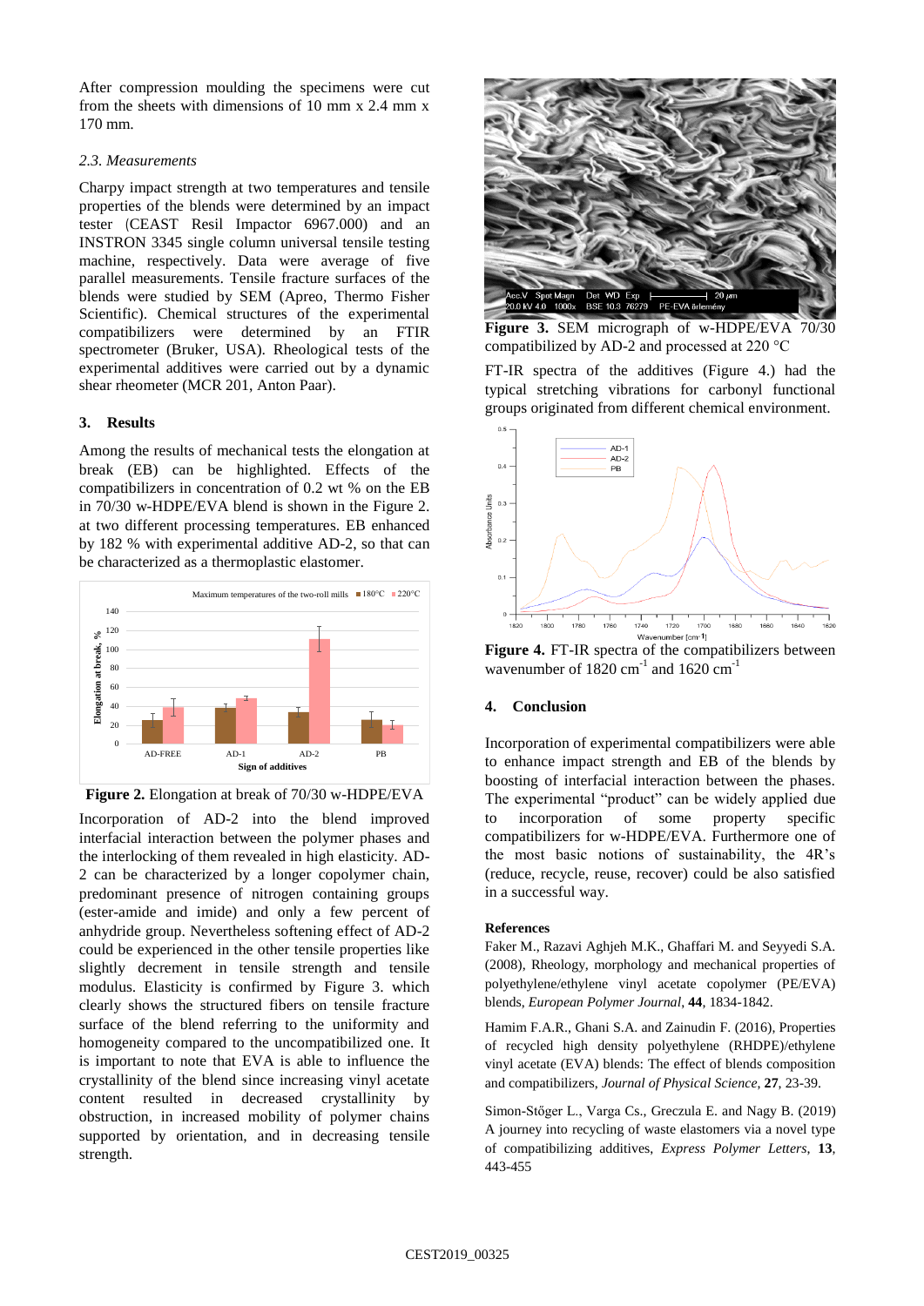After compression moulding the specimens were cut from the sheets with dimensions of 10 mm x 2.4 mm x 170 mm.

### *2.3. Measurements*

Charpy impact strength at two temperatures and tensile properties of the blends were determined by an impact tester (CEAST Resil Impactor 6967.000) and an INSTRON 3345 single column universal tensile testing machine, respectively. Data were average of five parallel measurements. Tensile fracture surfaces of the blends were studied by SEM (Apreo, Thermo Fisher Scientific). Chemical structures of the experimental compatibilizers were determined by an FTIR spectrometer (Bruker, USA). Rheological tests of the experimental additives were carried out by a dynamic shear rheometer (MCR 201, Anton Paar).

## 3. Results

Among the results of mechanical tests the elongation at break (EB) can be highlighted. Effects of the compatibilizers in concentration of 0.2 wt % on the EB in 70/30 w-HDPE/EVA blend is shown in the Figure 2. at two different processing temperatures. EB enhanced by 182 % with experimental additive AD-2, so that can be characterized as a thermoplastic elastomer.

Maximum temperatures of the two-roll mills ■180°C ■220°C

Elongation at break, %

140
120
100
80
60
40
20
0

AD-FREE
AD-1
AD-2
PB

Sign of additives

**Figure 2.** Elongation at break of 70/30 w-HDPE/EVA

Incorporation of AD-2 into the blend improved interfacial interaction between the polymer phases and the interlocking of them revealed in high elasticity. AD-2 can be characterized by a longer copolymer chain, predominant presence of nitrogen containing groups (ester-amide and imide) and only a few percent of anhydride group. Nevertheless softening effect of AD-2 could be experienced in the other tensile properties like slightly decrement in tensile strength and tensile modulus. Elasticity is confirmed by Figure 3. which clearly shows the structured fibers on tensile fracture surface of the blend referring to the uniformity and homogeneity compared to the uncompatibilized one. It is important to note that EVA is able to influence the crystallinity of the blend since increasing vinyl acetate content resulted in decreased crystallinity by obstruction, in increased mobility of polymer chains supported by orientation, and in decreasing tensile strength.

Acc.V Spot Magn Det WD Exp 20 µm
20.0 kV 4.0 1000x BSE 10.3 76279 PE-EVA örlemény

**Figure 3.** SEM micrograph of w-HDPE/EVA 70/30 compatibilized by AD-2 and processed at 220 °C

FT-IR spectra of the additives (Figure 4.) had the typical stretching vibrations for carbonyl functional groups originated from different chemical environment.

AD-1
AD-2
PB

Absorbance Units

0.5
0.4
0.3
0.2
0.1
0

1820 1800 1780 1760 1740 1720 1700 1680 1660 1640 1620

Wavenumber [cm-1]

**Figure 4.** FT-IR spectra of the compatibilizers between wavenumber of 1820 $cm^{-1}$ and 1620 $cm^{-1}$

## 4. Conclusion

Incorporation of experimental compatibilizers were able to enhance impact strength and EB of the blends by boosting of interfacial interaction between the phases. The experimental "product" can be widely applied due to incorporation of some property specific compatibilizers for w-HDPE/EVA. Furthermore one of the most basic notions of sustainability, the 4R's (reduce, recycle, reuse, recover) could be also satisfied in a successful way.

### References

Faker M., Razavi Aghjeh M.K., Ghaffari M. and Seyyedi S.A. (2008), Rheology, morphology and mechanical properties of polyethylene/ethylene vinyl acetate copolymer (PE/EVA) blends, *European Polymer Journal*, **44**, 1834-1842.

Hamim F.A.R., Ghani S.A. and Zainudin F. (2016), Properties of recycled high density polyethylene (RHDPE)/ethylene vinyl acetate (EVA) blends: The effect of blends composition and compatibilizers, *Journal of Physical Science*, **27**, 23-39.

Simon-Stőger L., Varga Cs., Greczula E. and Nagy B. (2019) A journey into recycling of waste elastomers via a novel type of compatibilizing additives, *Express Polymer Letters*, **13**, 443-455